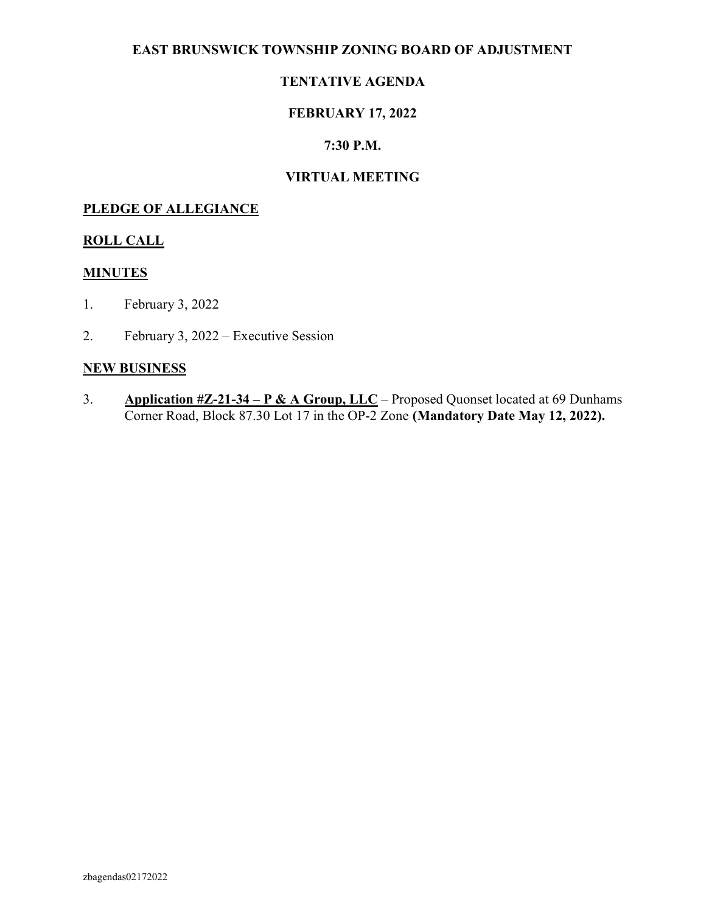# EAST BRUNSWICK TOWNSHIP ZONING BOARD OF ADJUSTMENT

## TENTATIVE AGENDA

## FEBRUARY 17, 2022

## 7:30 P.M.

## VIRTUAL MEETING

**PLEDGE OF ALLEGIANCE**

**ROLL CALL**

**MINUTES**

1. February 3, 2022
2. February 3, 2022 – Executive Session

**NEW BUSINESS**

3. **Application #Z-21-34 – P & A Group, LLC** – Proposed Quonset located at 69 Dunhams Corner Road, Block 87.30 Lot 17 in the OP-2 Zone **(Mandatory Date May 12, 2022).**

zbagendas02172022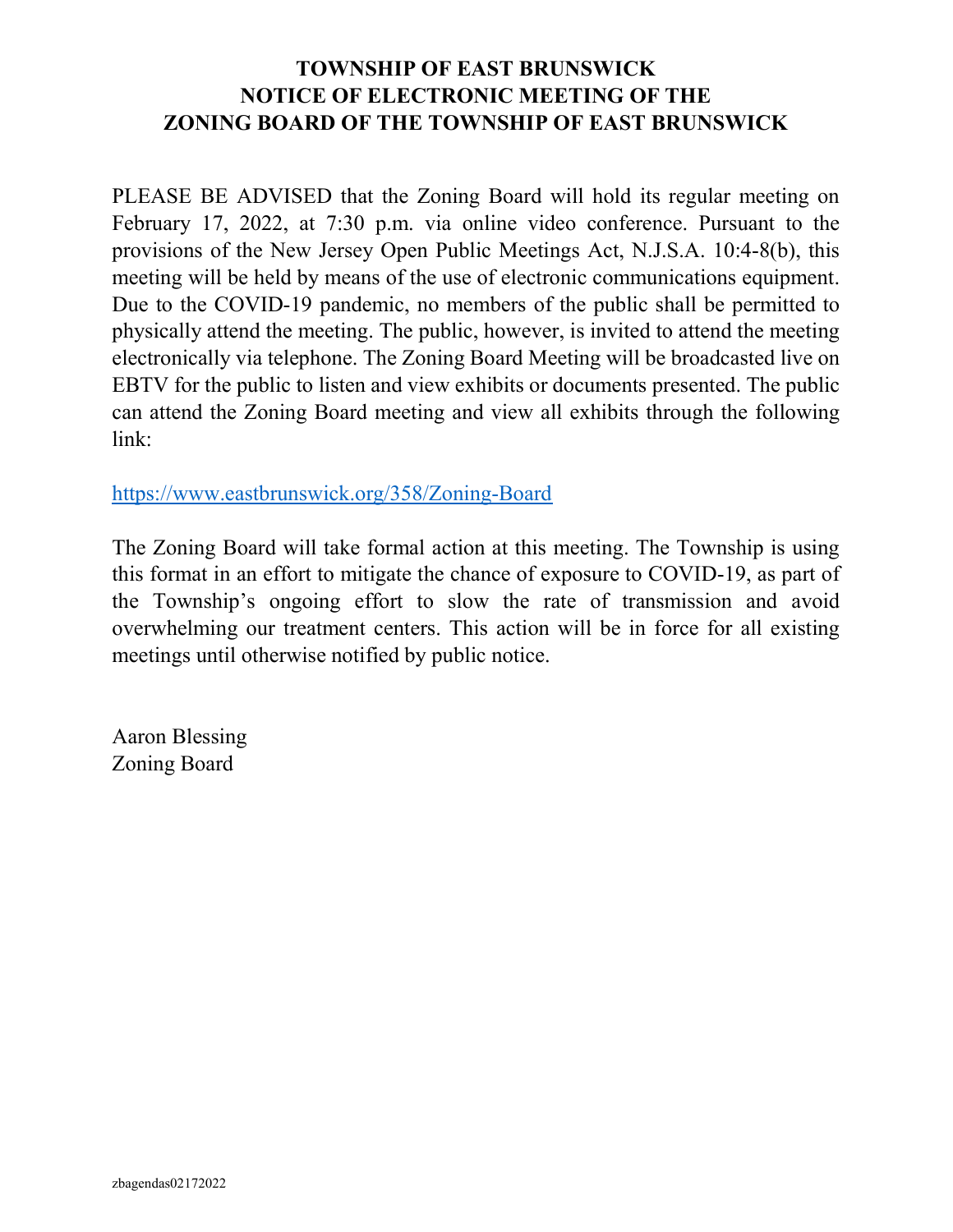# TOWNSHIP OF EAST BRUNSWICK
# NOTICE OF ELECTRONIC MEETING OF THE
# ZONING BOARD OF THE TOWNSHIP OF EAST BRUNSWICK

PLEASE BE ADVISED that the Zoning Board will hold its regular meeting on February 17, 2022, at 7:30 p.m. via online video conference. Pursuant to the provisions of the New Jersey Open Public Meetings Act, N.J.S.A. 10:4-8(b), this meeting will be held by means of the use of electronic communications equipment. Due to the COVID-19 pandemic, no members of the public shall be permitted to physically attend the meeting. The public, however, is invited to attend the meeting electronically via telephone. The Zoning Board Meeting will be broadcasted live on EBTV for the public to listen and view exhibits or documents presented. The public can attend the Zoning Board meeting and view all exhibits through the following link:

https://www.eastbrunswick.org/358/Zoning-Board

The Zoning Board will take formal action at this meeting. The Township is using this format in an effort to mitigate the chance of exposure to COVID-19, as part of the Township's ongoing effort to slow the rate of transmission and avoid overwhelming our treatment centers. This action will be in force for all existing meetings until otherwise notified by public notice.

Aaron Blessing
Zoning Board

zbagendas02172022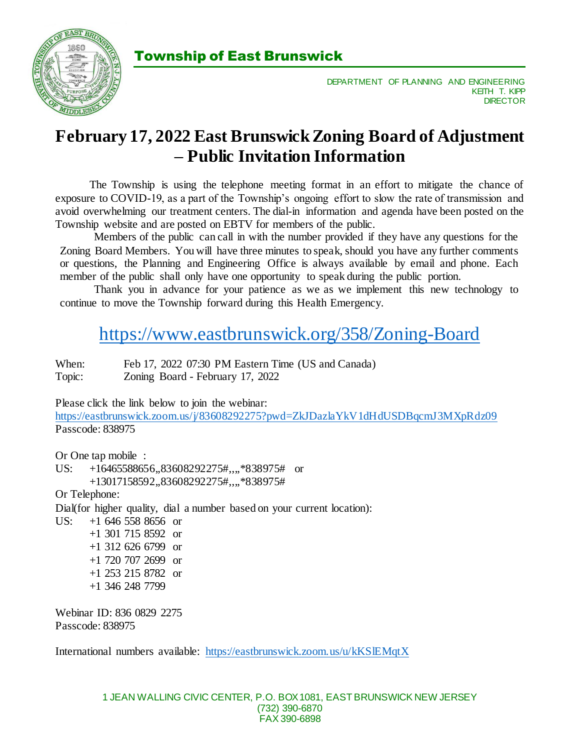## Township of East Brunswick

DEPARTMENT OF PLANNING AND ENGINEERING
KEITH T. KIPP
DIRECTOR

# February 17, 2022 East Brunswick Zoning Board of Adjustment – Public Invitation Information

The Township is using the telephone meeting format in an effort to mitigate the chance of exposure to COVID-19, as a part of the Township's ongoing effort to slow the rate of transmission and avoid overwhelming our treatment centers. The dial-in information and agenda have been posted on the Township website and are posted on EBTV for members of the public.

Members of the public can call in with the number provided if they have any questions for the Zoning Board Members. You will have three minutes to speak, should you have any further comments or questions, the Planning and Engineering Office is always available by email and phone. Each member of the public shall only have one opportunity to speak during the public portion.

Thank you in advance for your patience as we as we implement this new technology to continue to move the Township forward during this Health Emergency.

## https://www.eastbrunswick.org/358/Zoning-Board

When: Feb 17, 2022 07:30 PM Eastern Time (US and Canada)
Topic: Zoning Board - February 17, 2022

Please click the link below to join the webinar:
https://eastbrunswick.zoom.us/j/83608292275?pwd=ZkJDazlaYkV1dHdUSDBqcmJ3MXpRdz09
Passcode: 838975

Or One tap mobile :
US: +16465588656,,83608292275#,,,,*838975# or
+13017158592,,83608292275#,,,,*838975#

Or Telephone:
Dial(for higher quality, dial a number based on your current location):
US: +1 646 558 8656 or
+1 301 715 8592 or
+1 312 626 6799 or
+1 720 707 2699 or
+1 253 215 8782 or
+1 346 248 7799

Webinar ID: 836 0829 2275
Passcode: 838975

International numbers available: https://eastbrunswick.zoom.us/u/kKSlEMqtX

1 JEAN WALLING CIVIC CENTER, P.O. BOX 1081, EAST BRUNSWICK NEW JERSEY
(732) 390-6870
FAX 390-6898